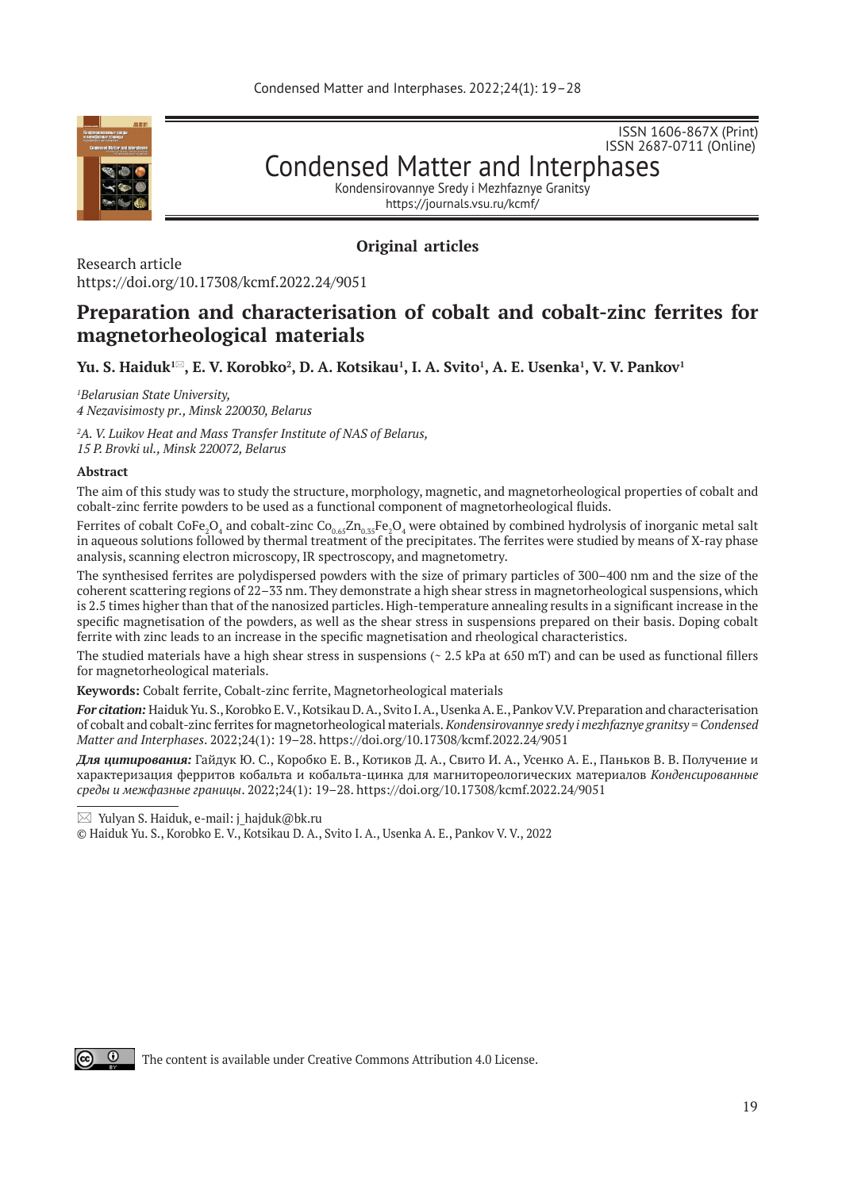Original articles

Research article
https://doi.org/10.17308/kcmf.2022.24/9051

# Preparation and characterisation of cobalt and cobalt-zinc ferrites for magnetorheological materials

**Yu. S. Haiduk[1]✉, E. V. Korobko[2], D. A. Kotsikau[1], I. A. Svito[1], A. E. Usenka[1], V. V. Pankov[1]**

*[1]Belarusian State University,*
*4 Nezavisimosty pr., Minsk 220030, Belarus*

*[2]A. V. Luikov Heat and Mass Transfer Institute of NAS of Belarus,*
*15 P. Brovki ul., Minsk 220072, Belarus*

**Abstract**

The aim of this study was to study the structure, morphology, magnetic, and magnetorheological properties of cobalt and cobalt-zinc ferrite powders to be used as a functional component of magnetorheological fluids.

Ferrites of cobalt $CoFe_2O_4$ and cobalt-zinc $Co_{0.65}Zn_{0.35}Fe_2O_4$ were obtained by combined hydrolysis of inorganic metal salt in aqueous solutions followed by thermal treatment of the precipitates. The ferrites were studied by means of X-ray phase analysis, scanning electron microscopy, IR spectroscopy, and magnetometry.

The synthesised ferrites are polydispersed powders with the size of primary particles of 300–400 nm and the size of the coherent scattering regions of 22–33 nm. They demonstrate a high shear stress in magnetorheological suspensions, which is 2.5 times higher than that of the nanosized particles. High-temperature annealing results in a significant increase in the specific magnetisation of the powders, as well as the shear stress in suspensions prepared on their basis. Doping cobalt ferrite with zinc leads to an increase in the specific magnetisation and rheological characteristics.

The studied materials have a high shear stress in suspensions (~ 2.5 kPa at 650 mT) and can be used as functional fillers for magnetorheological materials.

**Keywords:** Cobalt ferrite, Cobalt-zinc ferrite, Magnetorheological materials

***For citation:*** Haiduk Yu. S., Korobko E. V., Kotsikau D. A., Svito I. A., Usenka A. E., Pankov V.V. Preparation and characterisation of cobalt and cobalt-zinc ferrites for magnetorheological materials. *Kondensirovannye sredy i mezhfaznye granitsy = Condensed Matter and Interphases*. 2022;24(1): 19–28. https://doi.org/10.17308/kcmf.2022.24/9051

***Для цитирования:*** Гайдук Ю. С., Коробко Е. В., Котиков Д. А., Свито И. А., Усенко А. Е., Паньков В. В. Получение и характеризация ферритов кобальта и кобальта-цинка для магнитореологических материалов *Конденсированные среды и межфазные границы*. 2022;24(1): 19–28. https://doi.org/10.17308/kcmf.2022.24/9051

✉ Yulyan S. Haiduk, e-mail: j_hajduk@bk.ru

© Haiduk Yu. S., Korobko E. V., Kotsikau D. A., Svito I. A., Usenka A. E., Pankov V. V., 2022

The content is available under Creative Commons Attribution 4.0 License.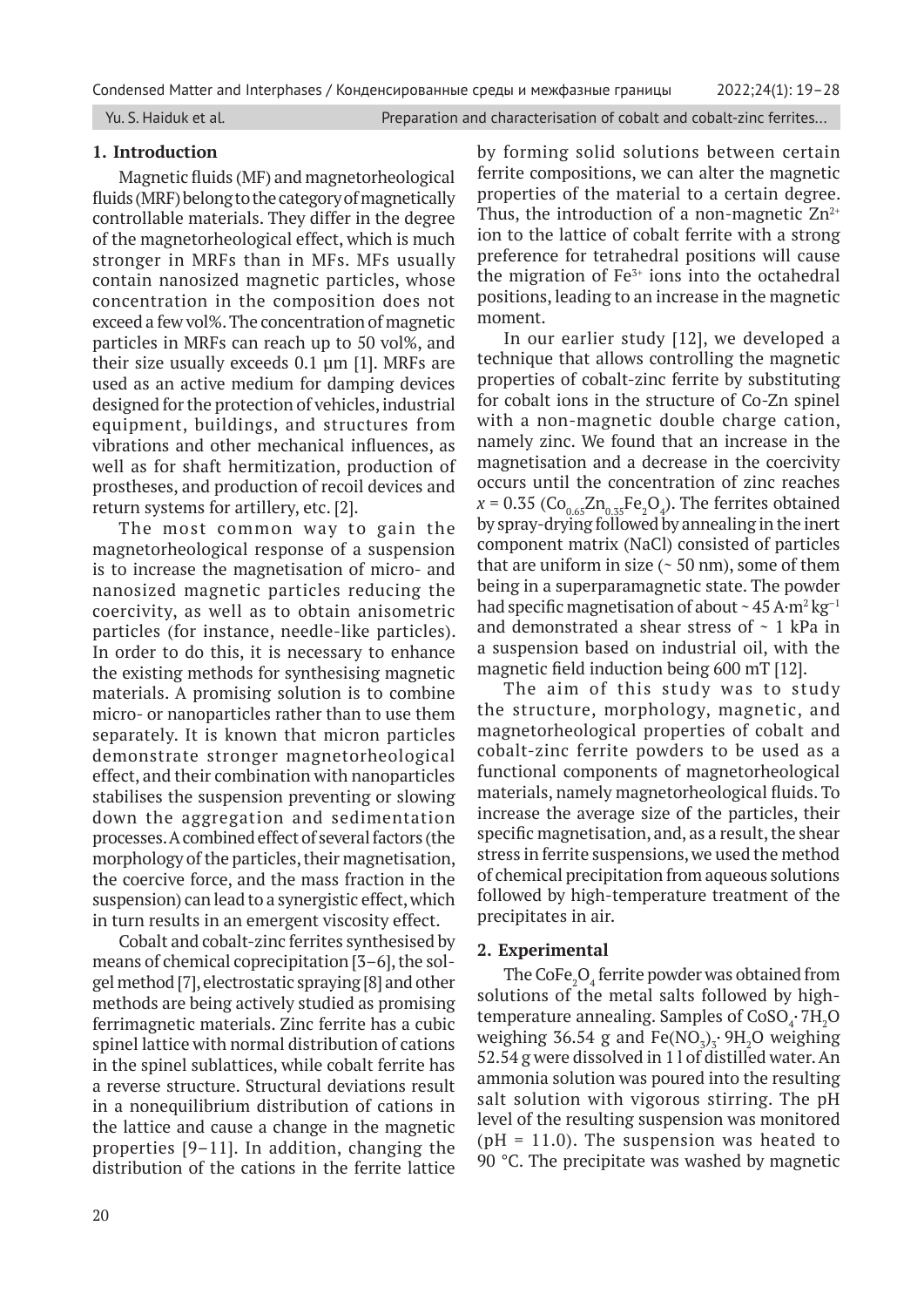## 1. Introduction

Magnetic fluids (MF) and magnetorheological fluids (MRF) belong to the category of magnetically controllable materials. They differ in the degree of the magnetorheological effect, which is much stronger in MRFs than in MFs. MFs usually contain nanosized magnetic particles, whose concentration in the composition does not exceed a few vol%. The concentration of magnetic particles in MRFs can reach up to 50 vol%, and their size usually exceeds 0.1 μm [1]. MRFs are used as an active medium for damping devices designed for the protection of vehicles, industrial equipment, buildings, and structures from vibrations and other mechanical influences, as well as for shaft hermitization, production of prostheses, and production of recoil devices and return systems for artillery, etc. [2].

The most common way to gain the magnetorheological response of a suspension is to increase the magnetisation of micro- and nanosized magnetic particles reducing the coercivity, as well as to obtain anisometric particles (for instance, needle-like particles). In order to do this, it is necessary to enhance the existing methods for synthesising magnetic materials. A promising solution is to combine micro- or nanoparticles rather than to use them separately. It is known that micron particles demonstrate stronger magnetorheological effect, and their combination with nanoparticles stabilises the suspension preventing or slowing down the aggregation and sedimentation processes. A combined effect of several factors (the morphology of the particles, their magnetisation, the coercive force, and the mass fraction in the suspension) can lead to a synergistic effect, which in turn results in an emergent viscosity effect.

Cobalt and cobalt-zinc ferrites synthesised by means of chemical coprecipitation [3–6], the sol-gel method [7], electrostatic spraying [8] and other methods are being actively studied as promising ferrimagnetic materials. Zinc ferrite has a cubic spinel lattice with normal distribution of cations in the spinel sublattices, while cobalt ferrite has a reverse structure. Structural deviations result in a nonequilibrium distribution of cations in the lattice and cause a change in the magnetic properties [9–11]. In addition, changing the distribution of the cations in the ferrite lattice by forming solid solutions between certain ferrite compositions, we can alter the magnetic properties of the material to a certain degree. Thus, the introduction of a non-magnetic $Zn^{2+}$ ion to the lattice of cobalt ferrite with a strong preference for tetrahedral positions will cause the migration of $Fe^{3+}$ ions into the octahedral positions, leading to an increase in the magnetic moment.

In our earlier study [12], we developed a technique that allows controlling the magnetic properties of cobalt-zinc ferrite by substituting for cobalt ions in the structure of Co-Zn spinel with a non-magnetic double charge cation, namely zinc. We found that an increase in the magnetisation and a decrease in the coercivity occurs until the concentration of zinc reaches $x = 0.35$ ($Co_{0.65}Zn_{0.35}Fe_2O_4$). The ferrites obtained by spray-drying followed by annealing in the inert component matrix (NaCl) consisted of particles that are uniform in size (~ 50 nm), some of them being in a superparamagnetic state. The powder had specific magnetisation of about ~ 45 $A{\cdot}m^2\,kg^{-1}$ and demonstrated a shear stress of ~ 1 kPa in a suspension based on industrial oil, with the magnetic field induction being 600 mT [12].

The aim of this study was to study the structure, morphology, magnetic, and magnetorheological properties of cobalt and cobalt-zinc ferrite powders to be used as a functional components of magnetorheological materials, namely magnetorheological fluids. To increase the average size of the particles, their specific magnetisation, and, as a result, the shear stress in ferrite suspensions, we used the method of chemical precipitation from aqueous solutions followed by high-temperature treatment of the precipitates in air.

## 2. Experimental

The $CoFe_2O_4$ ferrite powder was obtained from solutions of the metal salts followed by high-temperature annealing. Samples of $CoSO_4{\cdot}7H_2O$ weighing 36.54 g and $Fe(NO_3)_3{\cdot}9H_2O$ weighing 52.54 g were dissolved in 1 l of distilled water. An ammonia solution was poured into the resulting salt solution with vigorous stirring. The pH level of the resulting suspension was monitored (pH = 11.0). The suspension was heated to 90 °C. The precipitate was washed by magnetic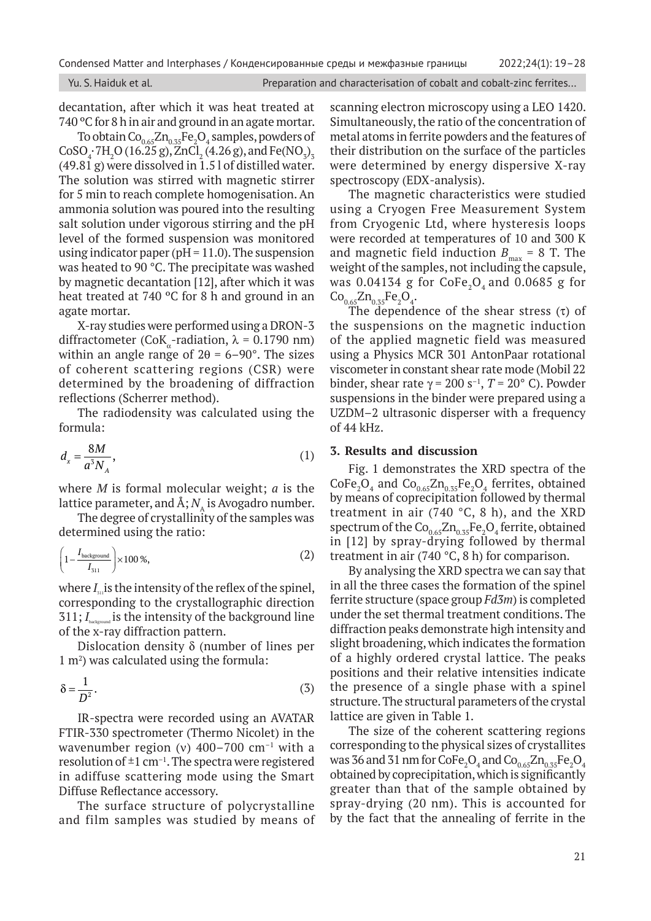decantation, after which it was heat treated at 740 °C for 8 h in air and ground in an agate mortar.

To obtain $Co_{0.65}Zn_{0.35}Fe_2O_4$ samples, powders of $CoSO_4 \cdot 7H_2O$ (16.25 g), $ZnCl_2$ (4.26 g), and $Fe(NO_3)_3$ (49.81 g) were dissolved in 1.5 l of distilled water. The solution was stirred with magnetic stirrer for 5 min to reach complete homogenisation. An ammonia solution was poured into the resulting salt solution under vigorous stirring and the pH level of the formed suspension was monitored using indicator paper (pH = 11.0). The suspension was heated to 90 °C. The precipitate was washed by magnetic decantation [12], after which it was heat treated at 740 °C for 8 h and ground in an agate mortar.

X-ray studies were performed using a DRON-3 diffractometer ($CoK_\alpha$-radiation, $\lambda$ = 0.1790 nm) within an angle range of $2\theta$ = 6–90°. The sizes of coherent scattering regions (CSR) were determined by the broadening of diffraction reflections (Scherrer method).

The radiodensity was calculated using the formula:

$$d_x = \frac{8M}{a^3 N_A}, \tag{1}$$

where $M$ is formal molecular weight; $a$ is the lattice parameter, and Å; $N_A$ is Avogadro number.

The degree of crystallinity of the samples was determined using the ratio:

$$\left(1 - \frac{I_{\text{background}}}{I_{311}}\right) \times 100\,\%, \tag{2}$$

where $I_{311}$ is the intensity of the reflex of the spinel, corresponding to the crystallographic direction 311; $I_{\text{background}}$ is the intensity of the background line of the x-ray diffraction pattern.

Dislocation density $\delta$ (number of lines per 1 m$^2$) was calculated using the formula:

$$\delta = \frac{1}{D^2}. \tag{3}$$

IR-spectra were recorded using an AVATAR FTIR-330 spectrometer (Thermo Nicolet) in the wavenumber region ($\nu$) 400–700 cm$^{-1}$ with a resolution of ±1 cm$^{-1}$. The spectra were registered in adiffuse scattering mode using the Smart Diffuse Reflectance accessory.

The surface structure of polycrystalline and film samples was studied by means of scanning electron microscopy using a LEO 1420. Simultaneously, the ratio of the concentration of metal atoms in ferrite powders and the features of their distribution on the surface of the particles were determined by energy dispersive X-ray spectroscopy (EDX-analysis).

The magnetic characteristics were studied using a Cryogen Free Measurement System from Cryogenic Ltd, where hysteresis loops were recorded at temperatures of 10 and 300 K and magnetic field induction $B_{max}$ = 8 T. The weight of the samples, not including the capsule, was 0.04134 g for $CoFe_2O_4$ and 0.0685 g for $Co_{0.65}Zn_{0.35}Fe_2O_4$.

The dependence of the shear stress ($\tau$) of the suspensions on the magnetic induction of the applied magnetic field was measured using a Physics MCR 301 AntonPaar rotational viscometer in constant shear rate mode (Mobil 22 binder, shear rate $\gamma$ = 200 s$^{-1}$, $T$ = 20° C). Powder suspensions in the binder were prepared using a UZDM–2 ultrasonic disperser with a frequency of 44 kHz.

### 3. Results and discussion

Fig. 1 demonstrates the XRD spectra of the $CoFe_2O_4$ and $Co_{0.65}Zn_{0.35}Fe_2O_4$ ferrites, obtained by means of coprecipitation followed by thermal treatment in air (740 °C, 8 h), and the XRD spectrum of the $Co_{0.65}Zn_{0.35}Fe_2O_4$ ferrite, obtained in [12] by spray-drying followed by thermal treatment in air (740 °C, 8 h) for comparison.

By analysing the XRD spectra we can say that in all the three cases the formation of the spinel ferrite structure (space group *Fd3m*) is completed under the set thermal treatment conditions. The diffraction peaks demonstrate high intensity and slight broadening, which indicates the formation of a highly ordered crystal lattice. The peaks positions and their relative intensities indicate the presence of a single phase with a spinel structure. The structural parameters of the crystal lattice are given in Table 1.

The size of the coherent scattering regions corresponding to the physical sizes of crystallites was 36 and 31 nm for $CoFe_2O_4$ and $Co_{0.65}Zn_{0.35}Fe_2O_4$ obtained by coprecipitation, which is significantly greater than that of the sample obtained by spray-drying (20 nm). This is accounted for by the fact that the annealing of ferrite in the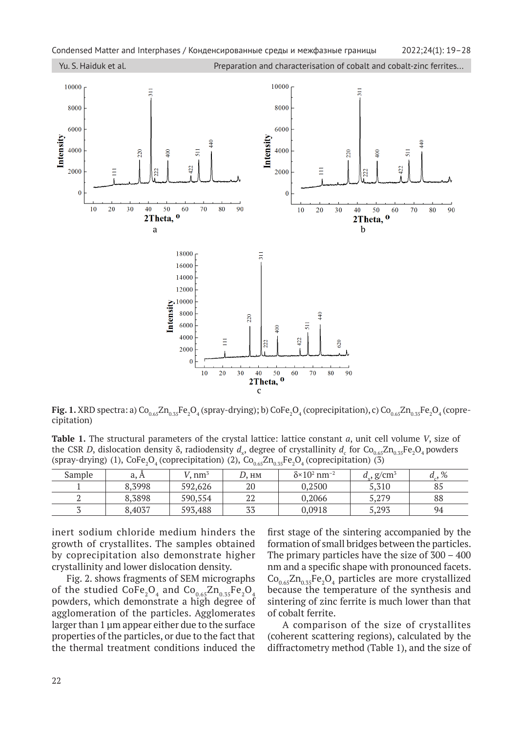**Fig. 1.** XRD spectra: a) $Co_{0.65}Zn_{0.35}Fe_2O_4$ (spray-drying); b) $CoFe_2O_4$ (coprecipitation), c) $Co_{0.65}Zn_{0.35}Fe_2O_4$ (coprecipitation)

**Table 1.** The structural parameters of the crystal lattice: lattice constant *a*, unit cell volume *V*, size of the CSR *D*, dislocation density δ, radiodensity $d_x$, degree of crystallinity $d_c$ for $Co_{0.65}Zn_{0.35}Fe_2O_4$ powders (spray-drying) (1), $CoFe_2O_4$ (coprecipitation) (2), $Co_{0.65}Zn_{0.35}Fe_2O_4$ (coprecipitation) (3)

| Sample | a, Å | *V*, nm³ | *D*, нм | δ×10² nm⁻² | $d_x$, g/cm³ | $d_c$, % |
|---|---|---|---|---|---|---|
| 1 | 8,3998 | 592,626 | 20 | 0,2500 | 5,310 | 85 |
| 2 | 8,3898 | 590,554 | 22 | 0,2066 | 5,279 | 88 |
| 3 | 8,4037 | 593,488 | 33 | 0,0918 | 5,293 | 94 |

inert sodium chloride medium hinders the growth of crystallites. The samples obtained by coprecipitation also demonstrate higher crystallinity and lower dislocation density.

Fig. 2. shows fragments of SEM micrographs of the studied $CoFe_2O_4$ and $Co_{0.65}Zn_{0.35}Fe_2O_4$ powders, which demonstrate a high degree of agglomeration of the particles. Agglomerates larger than 1 μm appear either due to the surface properties of the particles, or due to the fact that the thermal treatment conditions induced the first stage of the sintering accompanied by the formation of small bridges between the particles. The primary particles have the size of 300 – 400 nm and a specific shape with pronounced facets. $Co_{0.65}Zn_{0.35}Fe_2O_4$ particles are more crystallized because the temperature of the synthesis and sintering of zinc ferrite is much lower than that of cobalt ferrite.

A comparison of the size of crystallites (coherent scattering regions), calculated by the diffractometry method (Table 1), and the size of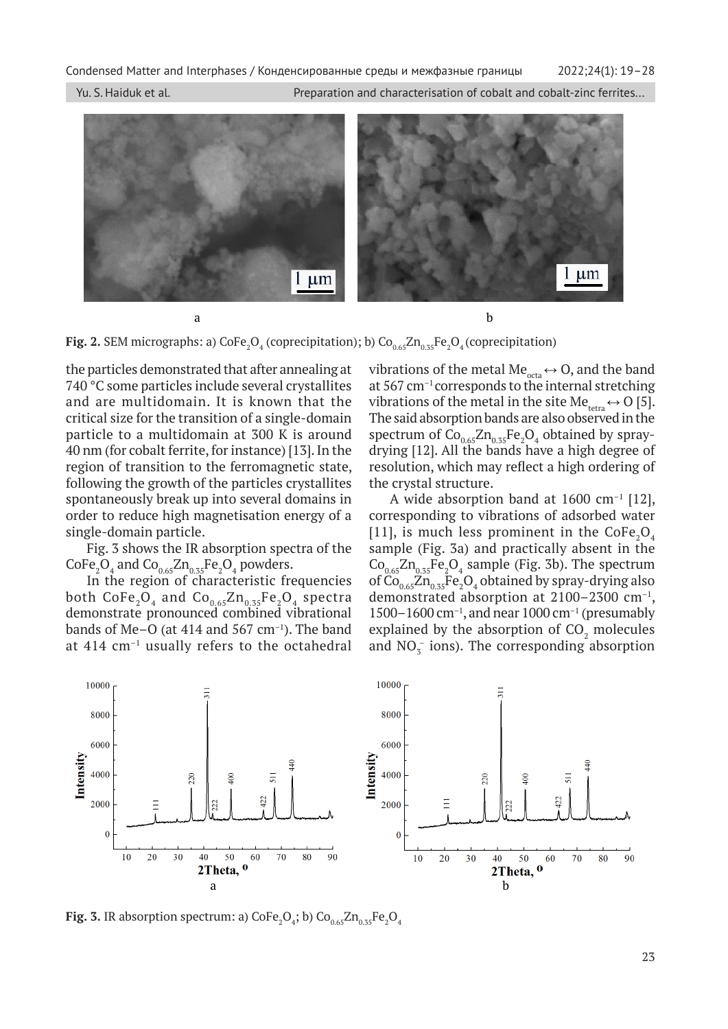Fig. 2. SEM micrographs: a) $CoFe_2O_4$ (coprecipitation); b) $Co_{0.65}Zn_{0.35}Fe_2O_4$ (coprecipitation)

the particles demonstrated that after annealing at 740 °C some particles include several crystallites and are multidomain. It is known that the critical size for the transition of a single-domain particle to a multidomain at 300 K is around 40 nm (for cobalt ferrite, for instance) [13]. In the region of transition to the ferromagnetic state, following the growth of the particles crystallites spontaneously break up into several domains in order to reduce high magnetisation energy of a single-domain particle.

Fig. 3 shows the IR absorption spectra of the $CoFe_2O_4$ and $Co_{0.65}Zn_{0.35}Fe_2O_4$ powders.

In the region of characteristic frequencies both $CoFe_2O_4$ and $Co_{0.65}Zn_{0.35}Fe_2O_4$ spectra demonstrate pronounced combined vibrational bands of Me–O (at 414 and 567 cm$^{-1}$). The band at 414 cm$^{-1}$ usually refers to the octahedral vibrations of the metal $Me_{octa} \leftrightarrow O$, and the band at 567 cm$^{-1}$ corresponds to the internal stretching vibrations of the metal in the site $Me_{tetra} \leftrightarrow O$ [5]. The said absorption bands are also observed in the spectrum of $Co_{0.65}Zn_{0.35}Fe_2O_4$ obtained by spray-drying [12]. All the bands have a high degree of resolution, which may reflect a high ordering of the crystal structure.

A wide absorption band at 1600 cm$^{-1}$ [12], corresponding to vibrations of adsorbed water [11], is much less prominent in the $CoFe_2O_4$ sample (Fig. 3a) and practically absent in the $Co_{0.65}Zn_{0.35}Fe_2O_4$ sample (Fig. 3b). The spectrum of $Co_{0.65}Zn_{0.35}Fe_2O_4$ obtained by spray-drying also demonstrated absorption at 2100–2300 cm$^{-1}$, 1500–1600 cm$^{-1}$, and near 1000 cm$^{-1}$ (presumably explained by the absorption of $CO_2$ molecules and $NO_3^-$ ions). The corresponding absorption

Fig. 3. IR absorption spectrum: a) $CoFe_2O_4$; b) $Co_{0.65}Zn_{0.35}Fe_2O_4$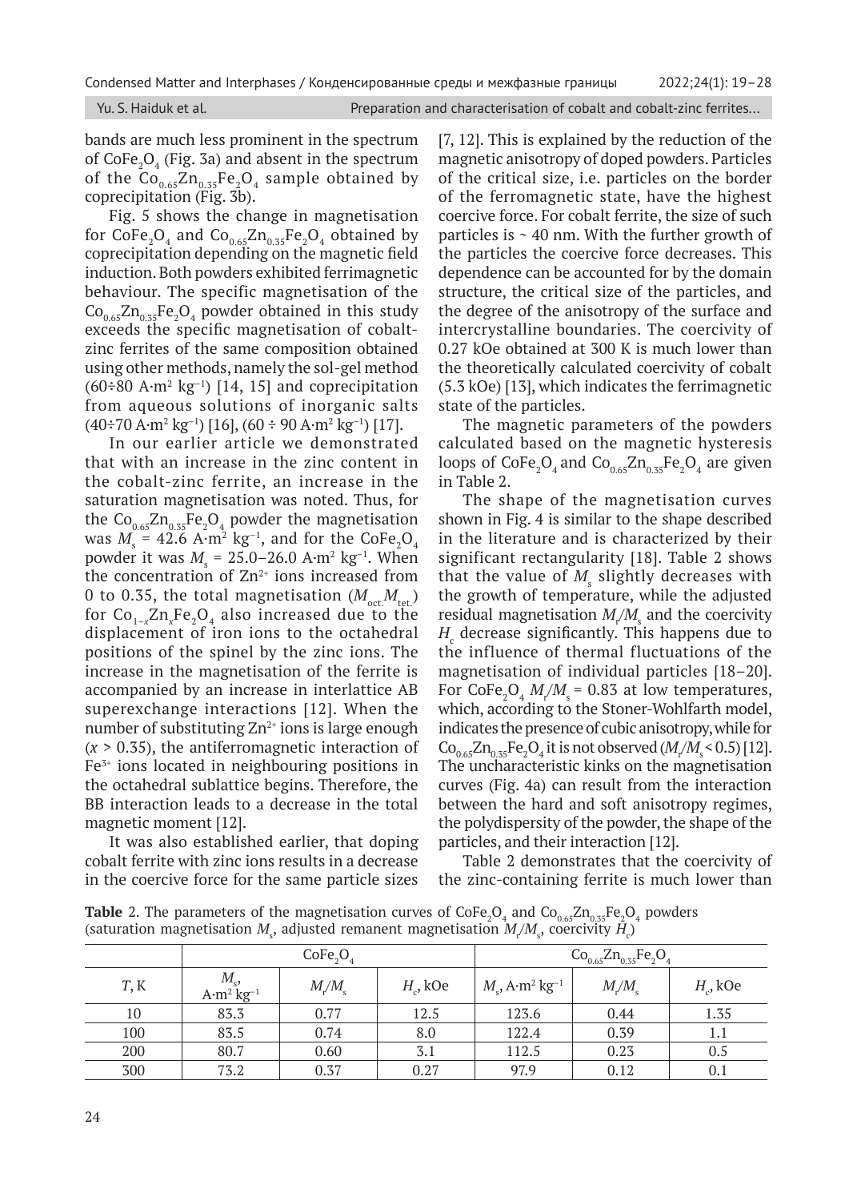bands are much less prominent in the spectrum of $CoFe_2O_4$ (Fig. 3a) and absent in the spectrum of the $Co_{0.65}Zn_{0.35}Fe_2O_4$ sample obtained by coprecipitation (Fig. 3b).

Fig. 5 shows the change in magnetisation for $CoFe_2O_4$ and $Co_{0.65}Zn_{0.35}Fe_2O_4$ obtained by coprecipitation depending on the magnetic field induction. Both powders exhibited ferrimagnetic behaviour. The specific magnetisation of the $Co_{0.65}Zn_{0.35}Fe_2O_4$ powder obtained in this study exceeds the specific magnetisation of cobalt-zinc ferrites of the same composition obtained using other methods, namely the sol-gel method (60÷80 A·m² kg⁻¹) [14, 15] and coprecipitation from aqueous solutions of inorganic salts (40÷70 A·m² kg⁻¹) [16], (60 ÷ 90 A·m² kg⁻¹) [17].

In our earlier article we demonstrated that with an increase in the zinc content in the cobalt-zinc ferrite, an increase in the saturation magnetisation was noted. Thus, for the $Co_{0.65}Zn_{0.35}Fe_2O_4$ powder the magnetisation was $M_s$ = 42.6 A·m² kg⁻¹, and for the $CoFe_2O_4$ powder it was $M_s$ = 25.0–26.0 A·m² kg⁻¹. When the concentration of $Zn^{2+}$ ions increased from 0 to 0.35, the total magnetisation ($M_{oct.}M_{tet.}$) for $Co_{1-x}Zn_xFe_2O_4$ also increased due to the displacement of iron ions to the octahedral positions of the spinel by the zinc ions. The increase in the magnetisation of the ferrite is accompanied by an increase in interlattice AB superexchange interactions [12]. When the number of substituting $Zn^{2+}$ ions is large enough ($x > 0.35$), the antiferromagnetic interaction of $Fe^{3+}$ ions located in neighbouring positions in the octahedral sublattice begins. Therefore, the BB interaction leads to a decrease in the total magnetic moment [12].

It was also established earlier, that doping cobalt ferrite with zinc ions results in a decrease in the coercive force for the same particle sizes [7, 12]. This is explained by the reduction of the magnetic anisotropy of doped powders. Particles of the critical size, i.e. particles on the border of the ferromagnetic state, have the highest coercive force. For cobalt ferrite, the size of such particles is ~ 40 nm. With the further growth of the particles the coercive force decreases. This dependence can be accounted for by the domain structure, the critical size of the particles, and the degree of the anisotropy of the surface and intercrystalline boundaries. The coercivity of 0.27 kOe obtained at 300 K is much lower than the theoretically calculated coercivity of cobalt (5.3 kOe) [13], which indicates the ferrimagnetic state of the particles.

The magnetic parameters of the powders calculated based on the magnetic hysteresis loops of $CoFe_2O_4$ and $Co_{0.65}Zn_{0.35}Fe_2O_4$ are given in Table 2.

The shape of the magnetisation curves shown in Fig. 4 is similar to the shape described in the literature and is characterized by their significant rectangularity [18]. Table 2 shows that the value of $M_s$ slightly decreases with the growth of temperature, while the adjusted residual magnetisation $M_r/M_s$ and the coercivity $H_c$ decrease significantly. This happens due to the influence of thermal fluctuations of the magnetisation of individual particles [18–20]. For $CoFe_2O_4$ $M_r/M_s$ = 0.83 at low temperatures, which, according to the Stoner-Wohlfarth model, indicates the presence of cubic anisotropy, while for $Co_{0.65}Zn_{0.35}Fe_2O_4$ it is not observed ($M_r/M_s < 0.5$) [12]. The uncharacteristic kinks on the magnetisation curves (Fig. 4a) can result from the interaction between the hard and soft anisotropy regimes, the polydispersity of the powder, the shape of the particles, and their interaction [12].

Table 2 demonstrates that the coercivity of the zinc-containing ferrite is much lower than

**Table** 2. The parameters of the magnetisation curves of $CoFe_2O_4$ and $Co_{0.65}Zn_{0.35}Fe_2O_4$ powders (saturation magnetisation $M_s$, adjusted remanent magnetisation $M_r/M_s$, coercivity $H_c$)

| | $CoFe_2O_4$ | | | $Co_{0.65}Zn_{0.35}Fe_2O_4$ | | |
|---|---|---|---|---|---|---|
| $T$, K | $M_s$, A·m² kg⁻¹ | $M_r/M_s$ | $H_c$, kOe | $M_s$, A·m² kg⁻¹ | $M_r/M_s$ | $H_c$, kOe |
| 10 | 83.3 | 0.77 | 12.5 | 123.6 | 0.44 | 1.35 |
| 100 | 83.5 | 0.74 | 8.0 | 122.4 | 0.39 | 1.1 |
| 200 | 80.7 | 0.60 | 3.1 | 112.5 | 0.23 | 0.5 |
| 300 | 73.2 | 0.37 | 0.27 | 97.9 | 0.12 | 0.1 |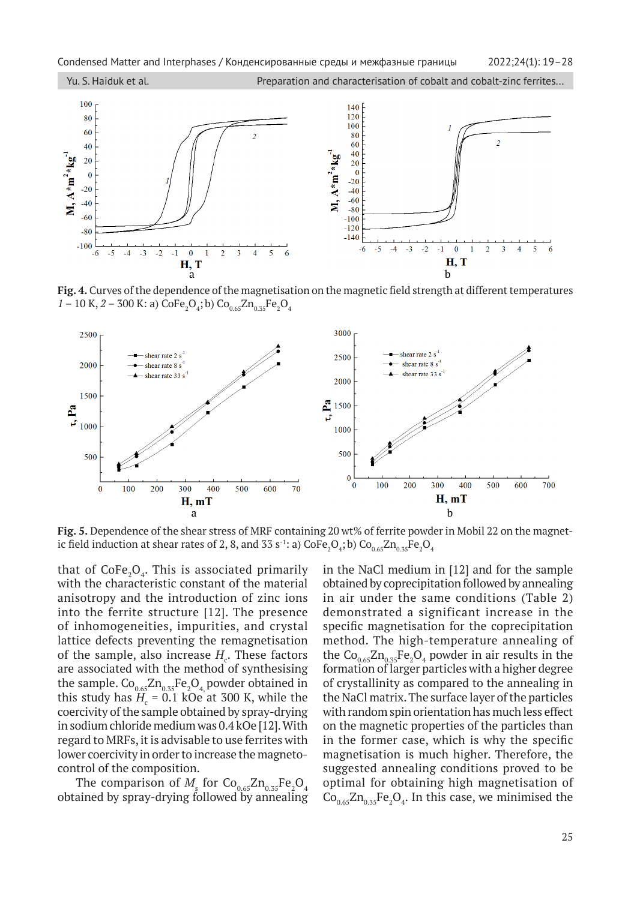**Fig. 4.** Curves of the dependence of the magnetisation on the magnetic field strength at different temperatures *1* – 10 K, *2* – 300 K: a) $CoFe_2O_4$; b) $Co_{0.65}Zn_{0.35}Fe_2O_4$

**Fig. 5.** Dependence of the shear stress of MRF containing 20 wt% of ferrite powder in Mobil 22 on the magnetic field induction at shear rates of 2, 8, and 33 $s^{-1}$: a) $CoFe_2O_4$; b) $Co_{0.65}Zn_{0.35}Fe_2O_4$

that of $CoFe_2O_4$. This is associated primarily with the characteristic constant of the material anisotropy and the introduction of zinc ions into the ferrite structure [12]. The presence of inhomogeneities, impurities, and crystal lattice defects preventing the remagnetisation of the sample, also increase $H_c$. These factors are associated with the method of synthesising the sample. $Co_{0.65}Zn_{0.35}Fe_2O_4$ powder obtained in this study has $H_c$ = 0.1 kOe at 300 K, while the coercivity of the sample obtained by spray-drying in sodium chloride medium was 0.4 kOe [12]. With regard to MRFs, it is advisable to use ferrites with lower coercivity in order to increase the magnetocontrol of the composition.

The comparison of $M_s$ for $Co_{0.65}Zn_{0.35}Fe_2O_4$ obtained by spray-drying followed by annealing in the NaCl medium in [12] and for the sample obtained by coprecipitation followed by annealing in air under the same conditions (Table 2) demonstrated a significant increase in the specific magnetisation for the coprecipitation method. The high-temperature annealing of the $Co_{0.65}Zn_{0.35}Fe_2O_4$ powder in air results in the formation of larger particles with a higher degree of crystallinity as compared to the annealing in the NaCl matrix. The surface layer of the particles with random spin orientation has much less effect on the magnetic properties of the particles than in the former case, which is why the specific magnetisation is much higher. Therefore, the suggested annealing conditions proved to be optimal for obtaining high magnetisation of $Co_{0.65}Zn_{0.35}Fe_2O_4$. In this case, we minimised the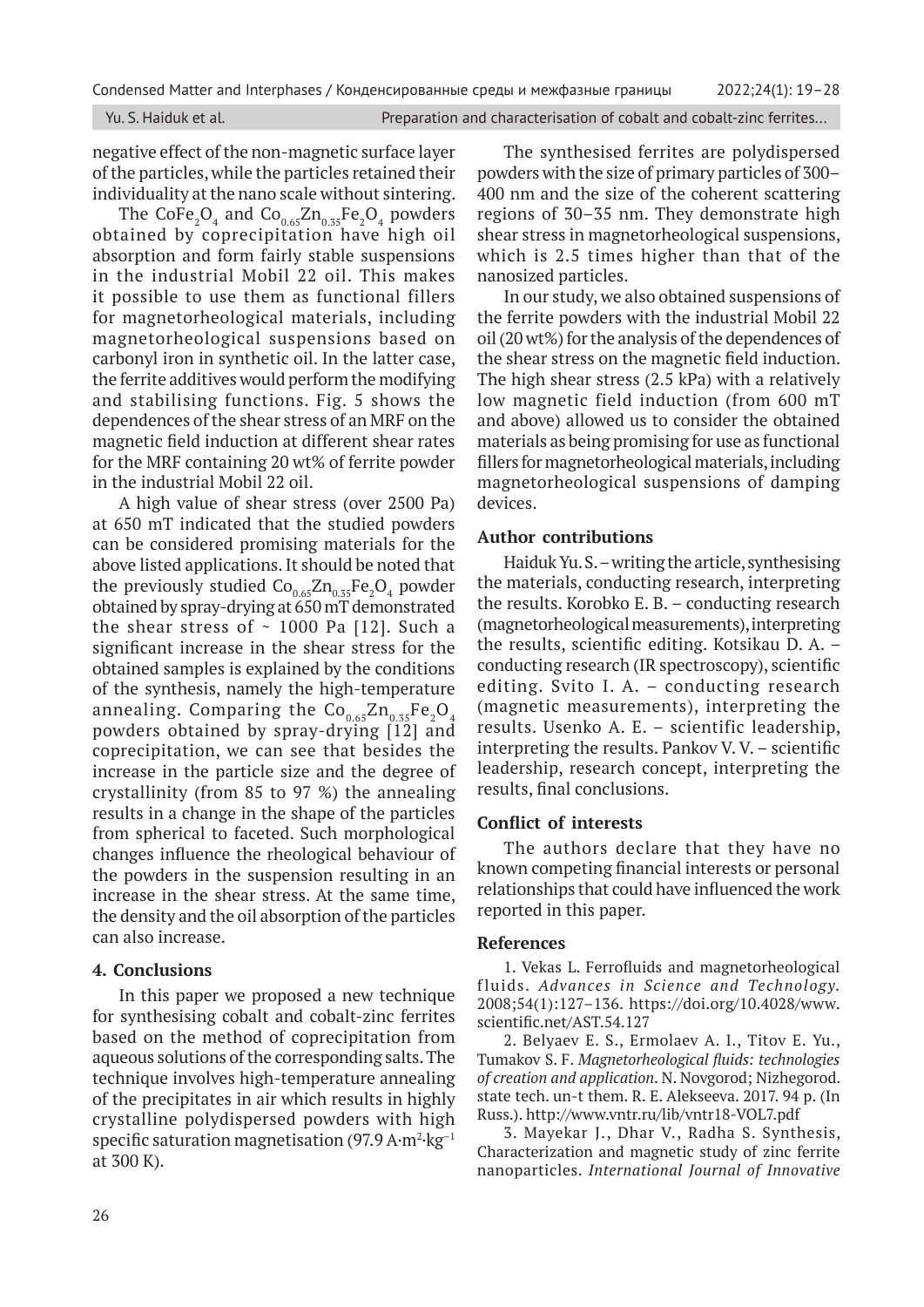negative effect of the non-magnetic surface layer of the particles, while the particles retained their individuality at the nano scale without sintering.

The $CoFe_2O_4$ and $Co_{0.65}Zn_{0.35}Fe_2O_4$ powders obtained by coprecipitation have high oil absorption and form fairly stable suspensions in the industrial Mobil 22 oil. This makes it possible to use them as functional fillers for magnetorheological materials, including magnetorheological suspensions based on carbonyl iron in synthetic oil. In the latter case, the ferrite additives would perform the modifying and stabilising functions. Fig. 5 shows the dependences of the shear stress of an MRF on the magnetic field induction at different shear rates for the MRF containing 20 wt% of ferrite powder in the industrial Mobil 22 oil.

A high value of shear stress (over 2500 Pa) at 650 mT indicated that the studied powders can be considered promising materials for the above listed applications. It should be noted that the previously studied $Co_{0.65}Zn_{0.35}Fe_2O_4$ powder obtained by spray-drying at 650 mT demonstrated the shear stress of ~ 1000 Pa [12]. Such a significant increase in the shear stress for the obtained samples is explained by the conditions of the synthesis, namely the high-temperature annealing. Comparing the $Co_{0.65}Zn_{0.35}Fe_2O_4$ powders obtained by spray-drying [12] and coprecipitation, we can see that besides the increase in the particle size and the degree of crystallinity (from 85 to 97 %) the annealing results in a change in the shape of the particles from spherical to faceted. Such morphological changes influence the rheological behaviour of the powders in the suspension resulting in an increase in the shear stress. At the same time, the density and the oil absorption of the particles can also increase.

## 4. Conclusions

In this paper we proposed a new technique for synthesising cobalt and cobalt-zinc ferrites based on the method of coprecipitation from aqueous solutions of the corresponding salts. The technique involves high-temperature annealing of the precipitates in air which results in highly crystalline polydispersed powders with high specific saturation magnetisation (97.9 $A{\cdot}m^2{\cdot}kg^{-1}$ at 300 K).

The synthesised ferrites are polydispersed powders with the size of primary particles of 300–400 nm and the size of the coherent scattering regions of 30–35 nm. They demonstrate high shear stress in magnetorheological suspensions, which is 2.5 times higher than that of the nanosized particles.

In our study, we also obtained suspensions of the ferrite powders with the industrial Mobil 22 oil (20 wt%) for the analysis of the dependences of the shear stress on the magnetic field induction. The high shear stress (2.5 kPa) with a relatively low magnetic field induction (from 600 mT and above) allowed us to consider the obtained materials as being promising for use as functional fillers for magnetorheological materials, including magnetorheological suspensions of damping devices.

## Author contributions

Haiduk Yu. S. – writing the article, synthesising the materials, conducting research, interpreting the results. Korobko E. B. – conducting research (magnetorheological measurements), interpreting the results, scientific editing. Kotsikau D. A. – conducting research (IR spectroscopy), scientific editing. Svito I. A. – conducting research (magnetic measurements), interpreting the results. Usenko A. E. – scientific leadership, interpreting the results. Pankov V. V. – scientific leadership, research concept, interpreting the results, final conclusions.

## Conflict of interests

The authors declare that they have no known competing financial interests or personal relationships that could have influenced the work reported in this paper.

## References

1. Vekas L. Ferrofluids and magnetorheological fluids. *Advances in Science and Technology*. 2008;54(1):127–136. https://doi.org/10.4028/www.scientific.net/AST.54.127

2. Belyaev E. S., Ermolaev A. I., Titov E. Yu., Tumakov S. F. *Magnetorheological fluids: technologies of creation and application*. N. Novgorod; Nizhegorod. state tech. un-t them. R. E. Alekseeva. 2017. 94 p. (In Russ.). http://www.vntr.ru/lib/vntr18-VOL7.pdf

3. Mayekar J., Dhar V., Radha S. Synthesis, Characterization and magnetic study of zinc ferrite nanoparticles. *International Journal of Innovative*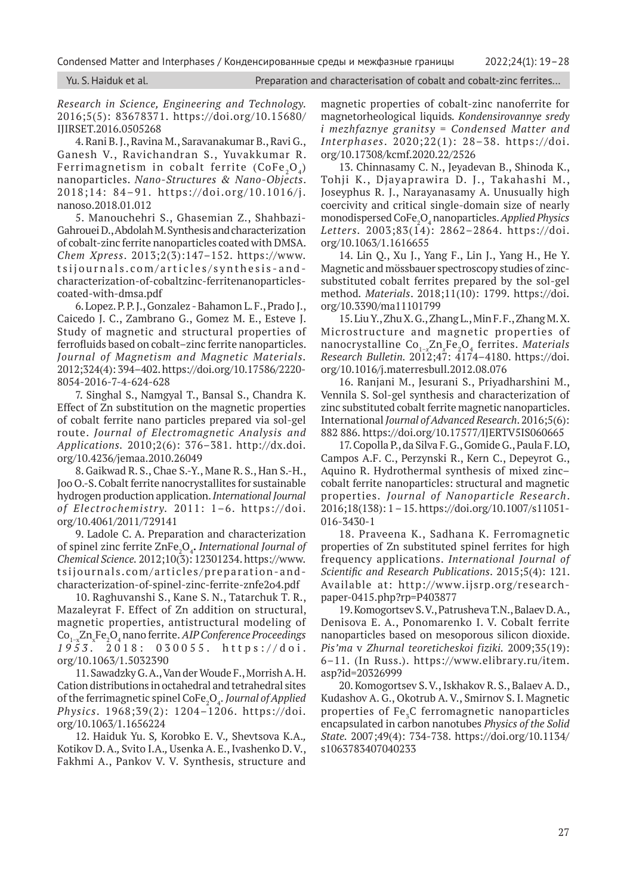*Research in Science, Engineering and Technology*. 2016;5(5): 83678371. https://doi.org/10.15680/IJIRSET.2016.0505268

4. Rani B. J., Ravina M., Saravanakumar B., Ravi G., Ganesh V., Ravichandran S., Yuvakkumar R. Ferrimagnetism in cobalt ferrite ($CoFe_2O_4$) nanoparticles. *Nano-Structures & Nano-Objects*. 2018;14: 84–91. https://doi.org/10.1016/j.nanoso.2018.01.012

5. Manouchehri S., Ghasemian Z., Shahbazi-Gahrouei D., Abdolah M. Synthesis and characterization of cobalt-zinc ferrite nanoparticles coated with DMSA. *Chem Xpress*. 2013;2(3):147–152. https://www.tsijournals.com/articles/synthesis-and-characterization-of-cobaltzinc-ferritenanoparticles-coated-with-dmsa.pdf

6. Lopez. P. P. J., Gonzalez - Bahamon L. F., Prado J., Caicedo J. C., Zambrano G., Gomez M. E., Esteve J. Study of magnetic and structural properties of ferrofluids based on cobalt–zinc ferrite nanoparticles. *Journal of Magnetism and Magnetic Materials*. 2012;324(4): 394–402. https://doi.org/10.17586/2220-8054-2016-7-4-624-628

7. Singhal S., Namgyal T., Bansal S., Chandra K. Effect of Zn substitution on the magnetic properties of cobalt ferrite nano particles prepared via sol-gel route. *Journal of Electromagnetic Analysis and Applications*. 2010;2(6): 376–381. http://dx.doi.org/10.4236/jemaa.2010.26049

8. Gaikwad R. S., Chae S.-Y., Mane R. S., Han S.-H., Joo O.-S. Cobalt ferrite nanocrystallites for sustainable hydrogen production application. *International Journal of Electrochemistry*. 2011: 1–6. https://doi.org/10.4061/2011/729141

9. Ladole C. A. Preparation and characterization of spinel zinc ferrite $ZnFe_2O_4$. *International Journal of Chemical Science*. 2012;10(3): 12301234. https://www.tsijournals.com/articles/preparation-and-characterization-of-spinel-zinc-ferrite-znfe2o4.pdf

10. Raghuvanshi S., Kane S. N., Tatarchuk T. R., Mazaleyrat F. Effect of Zn addition on structural, magnetic properties, antistructural modeling of $Co_{1-x}Zn_xFe_2O_4$ nano ferrite. *AIP Conference Proceedings 1953*. 2018: 030055. https://doi.org/10.1063/1.5032390

11. Sawadzky G. A., Van der Woude F., Morrish A. H. Cation distributions in octahedral and tetrahedral sites of the ferrimagnetic spinel $CoFe_2O_4$. *Journal of Applied Physics*. 1968;39(2): 1204–1206. https://doi.org/10.1063/1.1656224

12. Haiduk Yu. S, Korobko E. V., Shevtsova K.A., Kotikov D. A., Svito I.A., Usenka A. E., Ivashenko D. V., Fakhmi A., Pankov V. V. Synthesis, structure and magnetic properties of cobalt-zinc nanoferrite for magnetorheological liquids. *Kondensirovannye sredy i mezhfaznye granitsy = Condensed Matter and Interphases*. 2020;22(1): 28–38. https://doi.org/10.17308/kcmf.2020.22/2526

13. Chinnasamy C. N., Jeyadevan B., Shinoda K., Tohji K., Djayaprawira D. J., Takahashi M., Joseyphus R. J., Narayanasamy A. Unusually high coercivity and critical single-domain size of nearly monodispersed $CoFe_2O_4$ nanoparticles. *Applied Physics Letters*. 2003;83(14): 2862–2864. https://doi.org/10.1063/1.1616655

14. Lin Q., Xu J., Yang F., Lin J., Yang H., He Y. Magnetic and mössbauer spectroscopy studies of zinc-substituted cobalt ferrites prepared by the sol-gel method. *Materials*. 2018;11(10): 1799. https://doi.org/10.3390/ma11101799

15. Liu Y., Zhu X. G., Zhang L., Min F. F., Zhang M. X. Microstructure and magnetic properties of nanocrystalline $Co_{1-x}Zn_xFe_2O_4$ ferrites. *Materials Research Bulletin*. 2012;47: 4174–4180. https://doi.org/10.1016/j.materresbull.2012.08.076

16. Ranjani M., Jesurani S., Priyadharshini M., Vennila S. Sol-gel synthesis and characterization of zinc substituted cobalt ferrite magnetic nanoparticles. International *Journal of Advanced Research*. 2016;5(6): 882 886. https://doi.org/10.17577/IJERTV5IS060665

17. Copolla P., da Silva F. G., Gomide G., Paula F. LO, Campos A.F. C., Perzynski R., Kern C., Depeyrot G., Aquino R. Hydrothermal synthesis of mixed zinc–cobalt ferrite nanoparticles: structural and magnetic properties. *Journal of Nanoparticle Research*. 2016;18(138): 1 – 15. https://doi.org/10.1007/s11051-016-3430-1

18. Praveena K., Sadhana K. Ferromagnetic properties of Zn substituted spinel ferrites for high frequency applications. *International Journal of Scientific and Research Publications*. 2015;5(4): 121. Available at: http://www.ijsrp.org/research-paper-0415.php?rp=P403877

19. Komogortsev S. V., Patrusheva T. N., Balaev D. A., Denisova E. A., Ponomarenko I. V. Cobalt ferrite nanoparticles based on mesoporous silicon dioxide. *Pis'ma v Zhurnal teoreticheskoi fiziki*. 2009;35(19): 6–11. (In Russ.). https://www.elibrary.ru/item.asp?id=20326999

20. Komogortsev S. V., Iskhakov R. S., Balaev A. D., Kudashov A. G., Okotrub A. V., Smirnov S. I. Magnetic properties of $Fe_3C$ ferromagnetic nanoparticles encapsulated in carbon nanotubes *Physics of the Solid State*. 2007;49(4): 734-738. https://doi.org/10.1134/s1063783407040233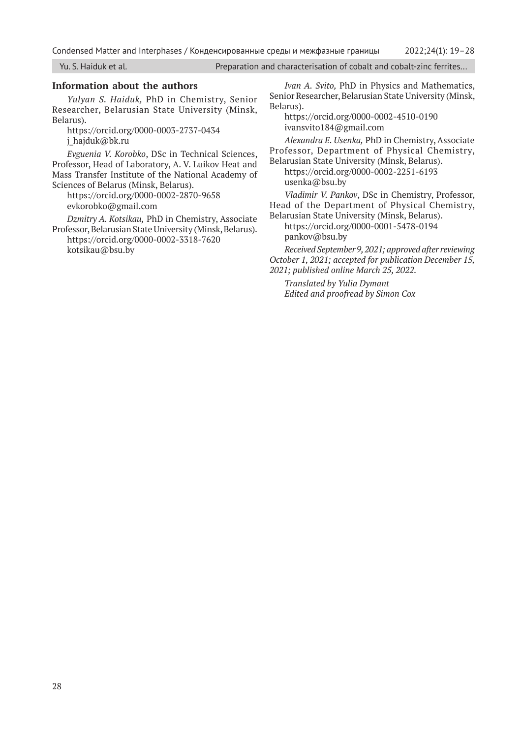**Information about the authors**

*Yulyan S. Haiduk,* PhD in Chemistry, Senior Researcher, Belarusian State University (Minsk, Belarus).

https://orcid.org/0000-0003-2737-0434
j_hajduk@bk.ru

*Evguenia V. Korobko*, DSc in Technical Sciences, Professor, Head of Laboratory, A. V. Luikov Heat and Mass Transfer Institute of the National Academy of Sciences of Belarus (Minsk, Belarus).

https://orcid.org/0000-0002-2870-9658
evkorobko@gmail.com

*Dzmitry A. Kotsikau,* PhD in Chemistry, Associate Professor, Belarusian State University (Minsk, Belarus).

https://orcid.org/0000-0002-3318-7620
kotsikau@bsu.by

*Ivan A. Svito,* PhD in Physics and Mathematics, Senior Researcher, Belarusian State University (Minsk, Belarus).

https://orcid.org/0000-0002-4510-0190
ivansvito184@gmail.com

*Alexandra E. Usenka,* PhD in Chemistry, Associate Professor, Department of Physical Chemistry, Belarusian State University (Minsk, Belarus).

https://orcid.org/0000-0002-2251-6193
usenka@bsu.by

*Vladimir V. Pankov*, DSc in Chemistry, Professor, Head of the Department of Physical Chemistry, Belarusian State University (Minsk, Belarus).

https://orcid.org/0000-0001-5478-0194
pankov@bsu.by

*Received September 9, 2021; approved after reviewing October 1, 2021; accepted for publication December 15, 2021; published online March 25, 2022.*

*Translated by Yulia Dymant*
*Edited and proofread by Simon Cox*